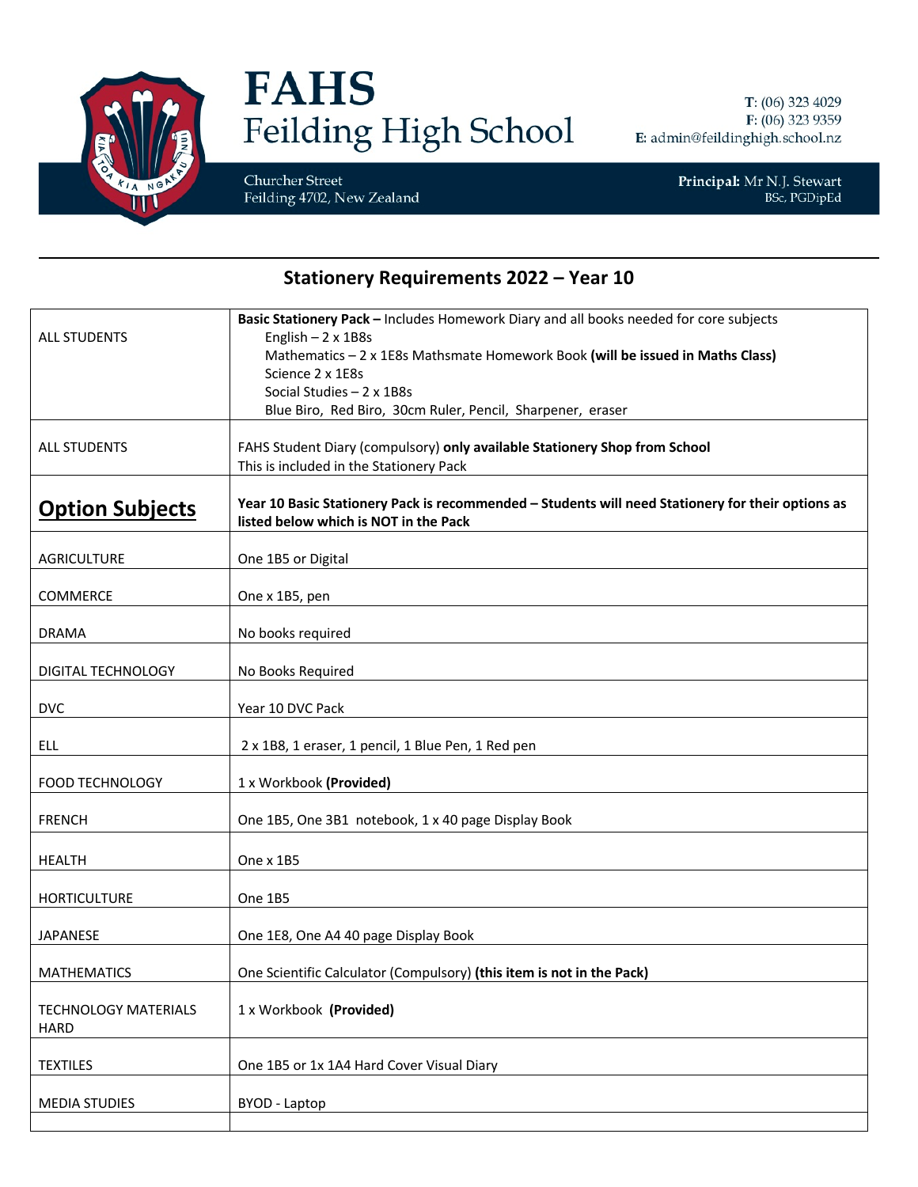# FAHS
## Feilding High School

Churcher Street
Feilding 4702, New Zealand

**T**: (06) 323 4029
**F**: (06) 323 9359
**E**: admin@feildinghigh.school.nz

**Principal:** Mr N.J. Stewart
BSc, PGDipEd

---

## Stationery Requirements 2022 – Year 10

| | |
|---|---|
| ALL STUDENTS | **Basic Stationery Pack –** Includes Homework Diary and all books needed for core subjects<br>English – 2 x 1B8s<br>Mathematics – 2 x 1E8s Mathsmate Homework Book **(will be issued in Maths Class)**<br>Science 2 x 1E8s<br>Social Studies – 2 x 1B8s<br>Blue Biro, Red Biro, 30cm Ruler, Pencil, Sharpener, eraser |
| ALL STUDENTS | FAHS Student Diary (compulsory) **only available Stationery Shop from School**<br>This is included in the Stationery Pack |
| **<u>Option Subjects</u>** | **Year 10 Basic Stationery Pack is recommended – Students will need Stationery for their options as listed below which is NOT in the Pack** |
| AGRICULTURE | One 1B5 or Digital |
| COMMERCE | One x 1B5, pen |
| DRAMA | No books required |
| DIGITAL TECHNOLOGY | No Books Required |
| DVC | Year 10 DVC Pack |
| ELL | 2 x 1B8, 1 eraser, 1 pencil, 1 Blue Pen, 1 Red pen |
| FOOD TECHNOLOGY | 1 x Workbook **(Provided)** |
| FRENCH | One 1B5, One 3B1 notebook, 1 x 40 page Display Book |
| HEALTH | One x 1B5 |
| HORTICULTURE | One 1B5 |
| JAPANESE | One 1E8, One A4 40 page Display Book |
| MATHEMATICS | One Scientific Calculator (Compulsory) **(this item is not in the Pack)** |
| TECHNOLOGY MATERIALS HARD | 1 x Workbook **(Provided)** |
| TEXTILES | One 1B5 or 1x 1A4 Hard Cover Visual Diary |
| MEDIA STUDIES | BYOD - Laptop |
| | |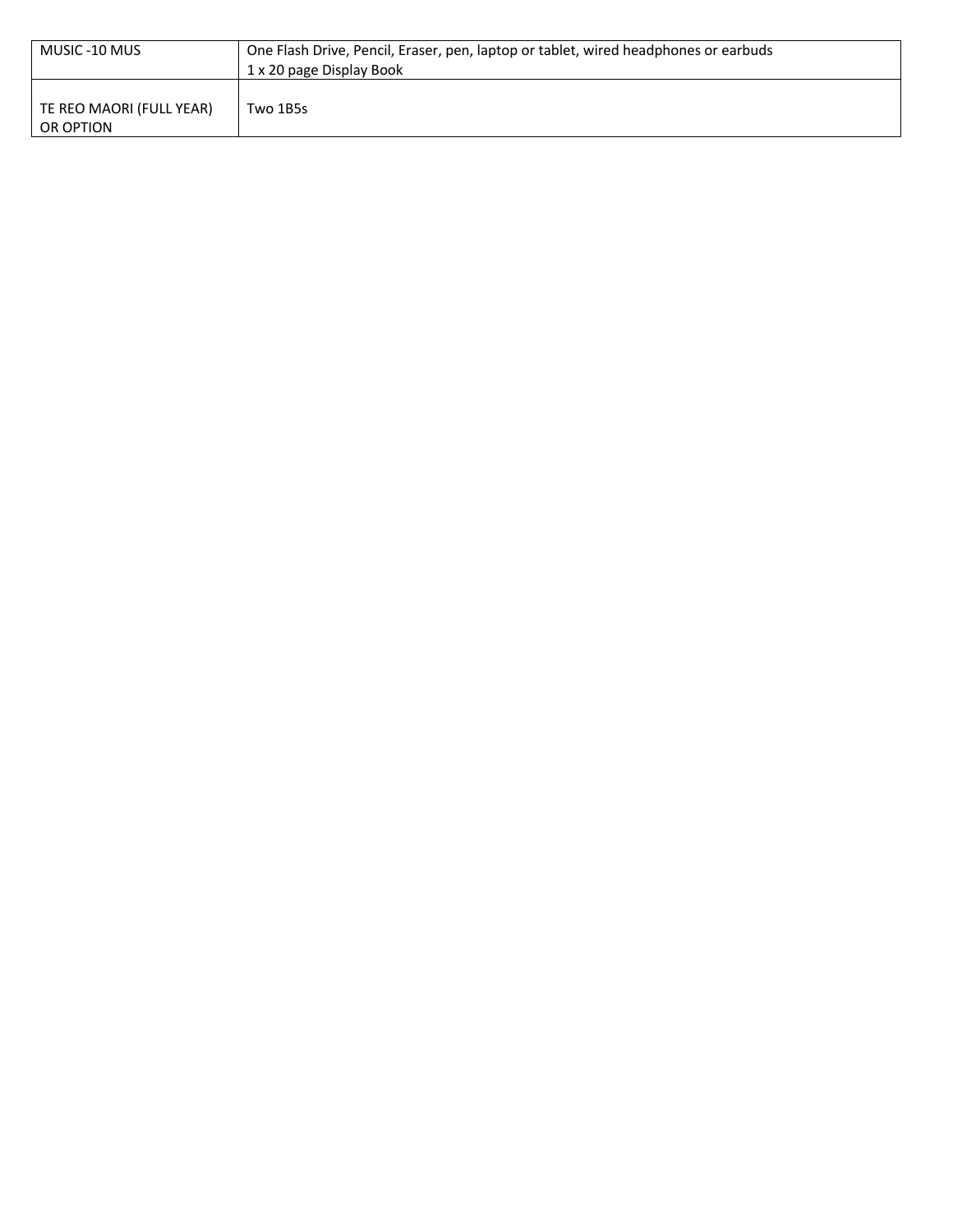| | |
|---|---|
| MUSIC -10 MUS | One Flash Drive, Pencil, Eraser, pen, laptop or tablet, wired headphones or earbuds<br>1 x 20 page Display Book |
| TE REO MAORI (FULL YEAR) OR OPTION | Two 1B5s |